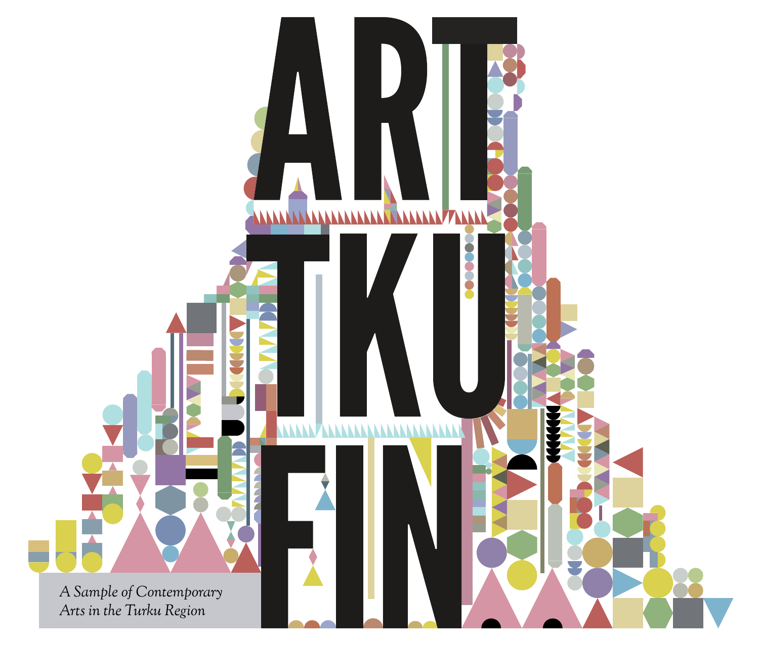# ART TKU FIN

*A Sample of Contemporary Arts in the Turku Region*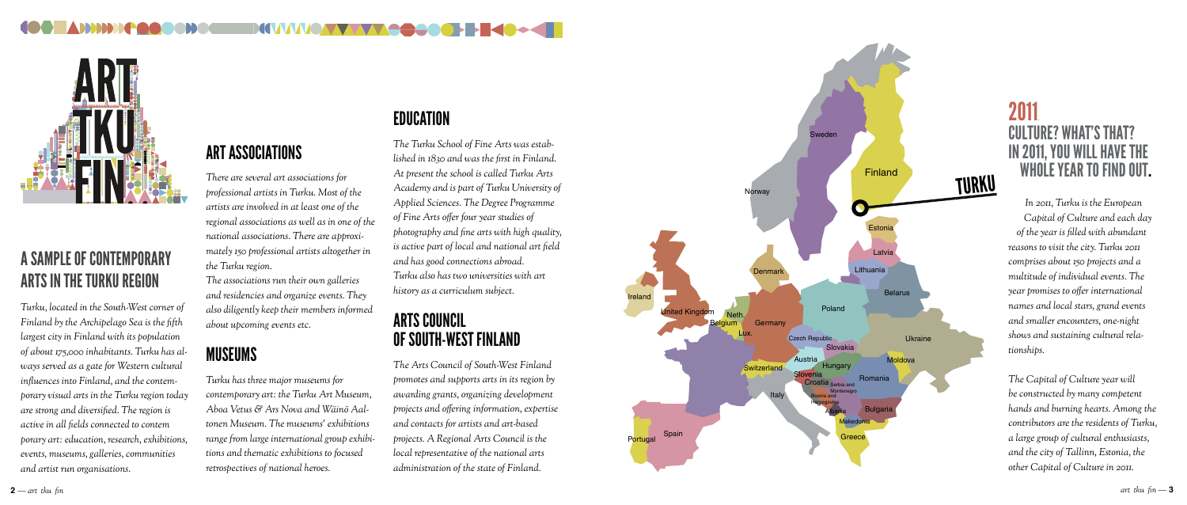## A SAMPLE OF CONTEMPORARY ARTS IN THE TURKU REGION

*Turku, located in the South-West corner of Finland by the Archipelago Sea is the fifth largest city in Finland with its population of about 175,000 inhabitants. Turku has always served as a gate for Western cultural influences into Finland, and the contemporary visual arts in the Turku region today are strong and diversified. The region is active in all fields connected to contem porary art: education, research, exhibitions, events, museums, galleries, communities and artist run organisations.*

## ART ASSOCIATIONS

*There are several art associations for professional artists in Turku. Most of the artists are involved in at least one of the regional associations as well as in one of the national associations. There are approximately 150 professional artists altogether in the Turku region.*

*The associations run their own galleries and residencies and organize events. They also diligently keep their members informed about upcoming events etc.*

## MUSEUMS

*Turku has three major museums for contemporary art: the Turku Art Museum, Aboa Vetus & Ars Nova and Wäinö Aaltonen Museum. The museums' exhibitions range from large international group exhibitions and thematic exhibitions to focused retrospectives of national heroes.*

## EDUCATION

*The Turku School of Fine Arts was established in 1830 and was the first in Finland. At present the school is called Turku Arts Academy and is part of Turku University of Applied Sciences. The Degree Programme of Fine Arts offer four year studies of photography and fine arts with high quality, is active part of local and national art field and has good connections abroad. Turku also has two universities with art history as a curriculum subject.*

## ARTS COUNCIL OF SOUTH-WEST FINLAND

*The Arts Council of South-West Finland promotes and supports arts in its region by awarding grants, organizing development projects and offering information, expertise and contacts for artists and art-based projects. A Regional Arts Council is the local representative of the national arts administration of the state of Finland.*

## 2011. CULTURE? WHAT'S THAT? IN 2011, YOU WILL HAVE THE WHOLE YEAR TO FIND OUT.

*In 2011, Turku is the European Capital of Culture and each day of the year is filled with abundant reasons to visit the city. Turku 2011 comprises about 150 projects and a multitude of individual events. The year promises to offer international names and local stars, grand events and smaller encounters, one-night shows and sustaining cultural relationships.*

*The Capital of Culture year will be constructed by many competent hands and burning hearts. Among the contributors are the residents of Turku, a large group of cultural enthusiasts, and the city of Tallinn, Estonia, the other Capital of Culture in 2011.*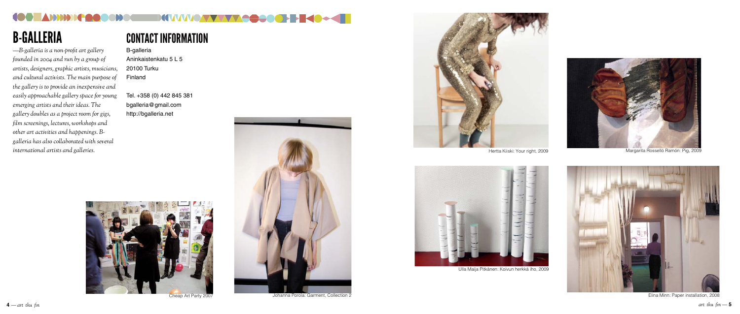# B-GALLERIA

*—B-galleria is a non-profit art gallery founded in 2004 and run by a group of artists, designers, graphic artists, musicians, and cultural activists. The main purpose of the gallery is to provide an inexpensive and easily approachable gallery space for young emerging artists and their ideas. The gallery doubles as a project room for gigs, film screenings, lectures, workshops and other art activities and happenings. B-galleria has also collaborated with several international artists and galleries.*

## CONTACT INFORMATION

B-galleria
Aninkaistenkatu 5 L 5
20100 Turku
Finland

Tel. +358 (0) 442 845 381
bgalleria@gmail.com
http://bgalleria.net

Cheap Art Party 2007

Johanna Porola: Garment, Collection 2

Hertta Kiiski: Your right, 2009

Margarita Rosselló Ramón: Pig, 2009

Ulla Maija Pitkänen: Koivun herkkä iho, 2009

Elina Minn: Paper installation, 2008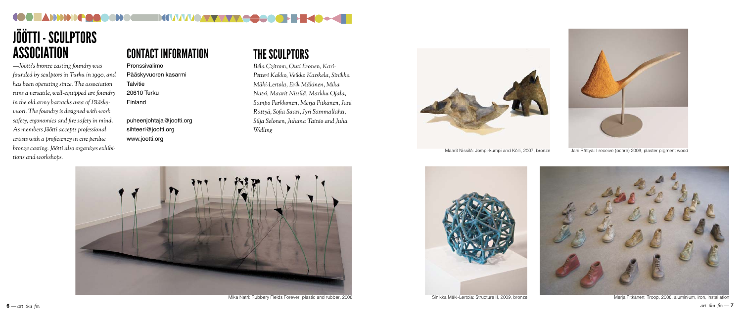# JÖÖTTI - SCULPTORS ASSOCIATION

*—Jöötti's bronze casting foundry was founded by sculptors in Turku in 1990, and has been operating since. The association runs a versatile, well-equipped art foundry in the old army barracks area of Pääskyvuori. The foundry is designed with work safety, ergonomics and fire safety in mind. As members Jöötti accepts professional artists with a proficiency in cire perdue bronze casting. Jöötti also organizes exhibitions and workshops.*

## CONTACT INFORMATION

Pronssivalimo
Pääskyvuoren kasarmi
Talvitie
20610 Turku
Finland

puheenjohtaja@jootti.org
sihteeri@jootti.org
www.jootti.org

## THE SCULPTORS

*Béla Czitrom, Outi Eronen, Kari-Petteri Kakko, Veikko Karskela, Sinikka Mäki-Lertola, Erik Mäkinen, Mika Natri, Maarit Nissilä, Markku Ojala, Sampo Parkkonen, Merja Pitkänen, Jani Rättyä, Sofia Saari, Jyri Sammallahti, Silja Selonen, Juhana Tainio and Juha Welling*

Maarit Nissilä: Jompi-kumpi and Kölli, 2007, bronze

Jani Rättyä: I receive (ochre) 2009, plaster pigment wood

Mika Natri: Rubbery Fields Forever, plastic and rubber, 2008

Sinikka Mäki-Lertola: Structure II, 2009, bronze

Merja Pitkänen: Troop, 2008, aluminium, iron, installation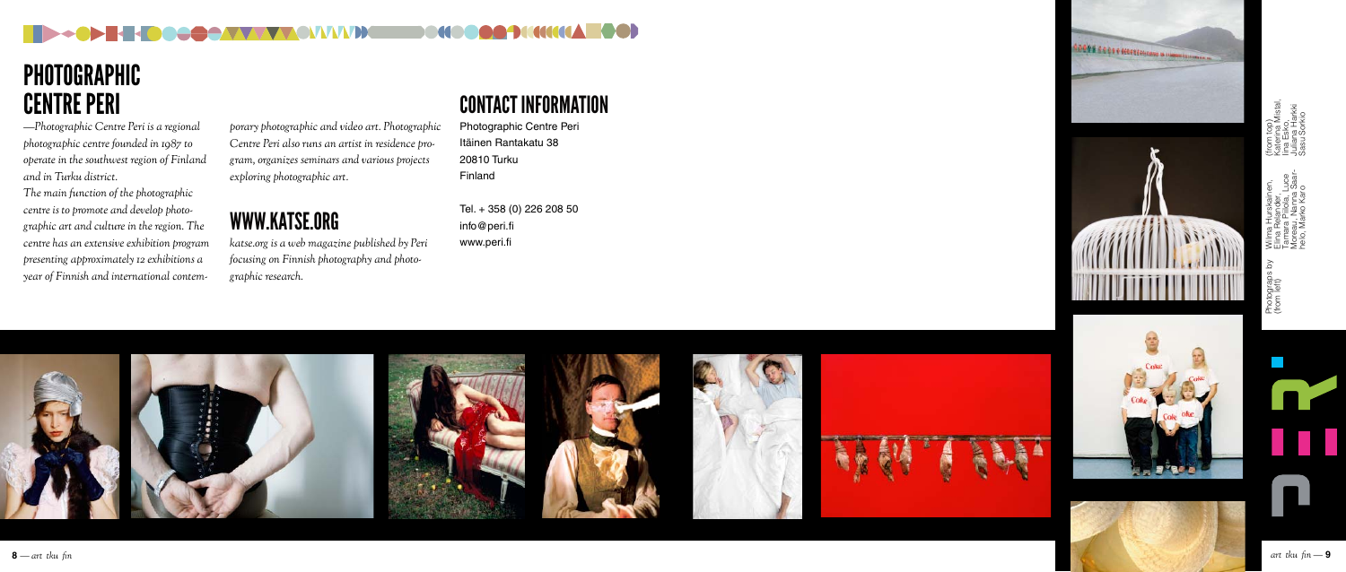# PHOTOGRAPHIC CENTRE PERI

—*Photographic Centre Peri is a regional photographic centre founded in 1987 to operate in the southwest region of Finland and in Turku district.*

*The main function of the photographic centre is to promote and develop photographic art and culture in the region. The centre has an extensive exhibition program presenting approximately 12 exhibitions a year of Finnish and international contemporary photographic and video art. Photographic Centre Peri also runs an artist in residence program, organizes seminars and various projects exploring photographic art.*

## WWW.KATSE.ORG

*katse.org is a web magazine published by Peri focusing on Finnish photography and photographic research.*

## CONTACT INFORMATION

Photographic Centre Peri
Itäinen Rantakatu 38
20810 Turku
Finland

Tel. + 358 (0) 226 208 50
info@peri.fi
www.peri.fi

Photograps by (from left) Wilma Hurskainen, Elina Relander, Tamara Piilola, Luce Moreau, Nanna Saarhelo, Marko Karo

(from top) Katerina Mistal, Iina Esko, Juliana Harkki, Sasu Sorkio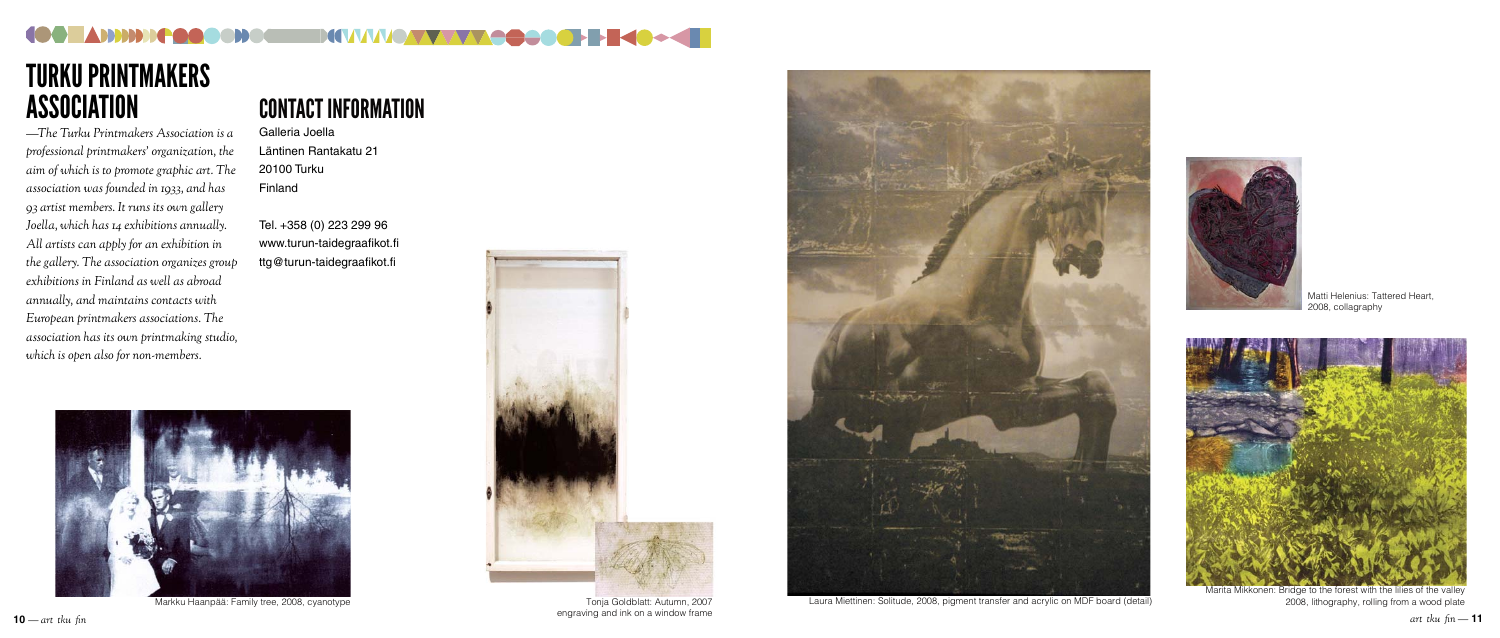# TURKU PRINTMAKERS ASSOCIATION

*—The Turku Printmakers Association is a professional printmakers' organization, the aim of which is to promote graphic art. The association was founded in 1933, and has 93 artist members. It runs its own gallery Joella, which has 14 exhibitions annually. All artists can apply for an exhibition in the gallery. The association organizes group exhibitions in Finland as well as abroad annually, and maintains contacts with European printmakers associations. The association has its own printmaking studio, which is open also for non-members.*

## CONTACT INFORMATION

Galleria Joella
Läntinen Rantakatu 21
20100 Turku
Finland

Tel. +358 (0) 223 299 96
www.turun-taidegraafikot.fi
ttg@turun-taidegraafikot.fi

Markku Haanpää: Family tree, 2008, cyanotype

Tonja Goldblatt: Autumn, 2007 engraving and ink on a window frame

Laura Miettinen: Solitude, 2008, pigment transfer and acrylic on MDF board (detail)

Matti Helenius: Tattered Heart, 2008, collagraphy

Marita Mikkonen: Bridge to the forest with the lilies of the valley 2008, lithography, rolling from a wood plate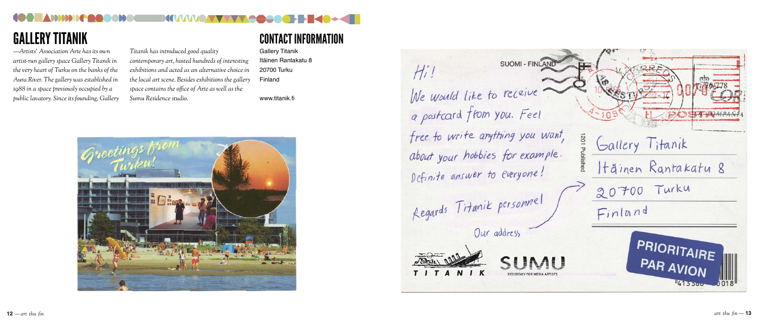# GALLERY TITANIK

*—Artists' Association Arte has its own artist-run gallery space Gallery Titanik in the very heart of Turku on the banks of the Aura River. The gallery was established in 1988 in a space previously occupied by a public lavatory. Since its founding, Gallery Titanik has introduced good quality contemporary art, hosted hundreds of interesting exhibitions and acted as an alternative choice in the local art scene. Besides exhibitions the gallery space contains the office of Arte as well as the Sumu Residence studio.*

# CONTACT INFORMATION

Gallery Titanik
Itäinen Rantakatu 8
20700 Turku
Finland

www.titanik.fi

Hi!
We would like to receive a postcard from you. Feel free to write anything you want, about your hobbies for example. Definite answer to everyone!

Regards Titanik personnel

Our address

Gallery Titanik
Itäinen Rantakatu 8
20700 Turku
Finland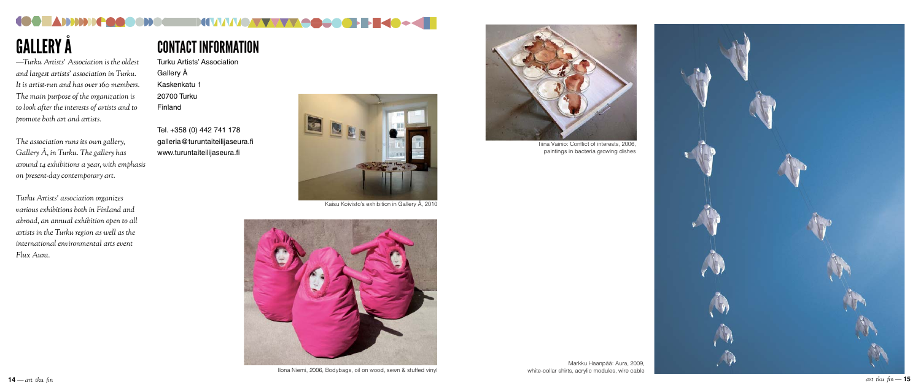# GALLERY Å

—*Turku Artists' Association is the oldest and largest artists' association in Turku. It is artist-run and has over 160 members. The main purpose of the organization is to look after the interests of artists and to promote both art and artists.*

*The association runs its own gallery, Gallery Å, in Turku. The gallery has around 14 exhibitions a year, with emphasis on present-day contemporary art.*

*Turku Artists' association organizes various exhibitions both in Finland and abroad, an annual exhibition open to all artists in the Turku region as well as the international environmental arts event Flux Aura.*

# CONTACT INFORMATION

Turku Artists' Association
Gallery Å
Kaskenkatu 1
20700 Turku
Finland

Tel. +358 (0) 442 741 178
galleria@turuntaiteilijaseura.fi
www.turuntaiteilijaseura.fi

Kaisu Koivisto's exhibition in Gallery Å, 2010

Ilona Niemi, 2006, Bodybags, oil on wood, sewn & stuffed vinyl

Tiina Vainio: Conflict of interests, 2006, paintings in bacteria growing dishes

Markku Haanpää: Aura, 2009, white-collar shirts, acrylic modules, wire cable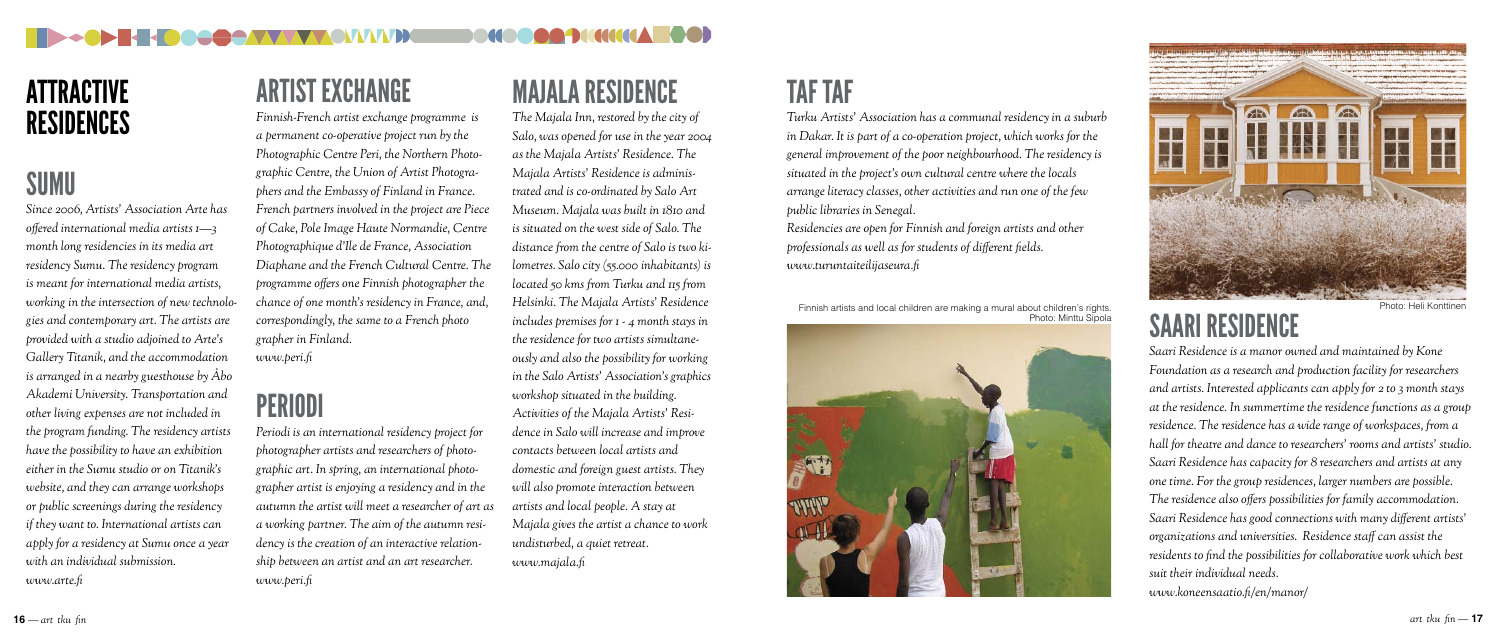# ATTRACTIVE RESIDENCES

## SUMU

*Since 2006, Artists' Association Arte has offered international media artists 1—3 month long residencies in its media art residency Sumu. The residency program is meant for international media artists, working in the intersection of new technologies and contemporary art. The artists are provided with a studio adjoined to Arte's Gallery Titanik, and the accommodation is arranged in a nearby guesthouse by Åbo Akademi University. Transportation and other living expenses are not included in the program funding. The residency artists have the possibility to have an exhibition either in the Sumu studio or on Titanik's website, and they can arrange workshops or public screenings during the residency if they want to. International artists can apply for a residency at Sumu once a year with an individual submission.*
*www.arte.fi*

## ARTIST EXCHANGE

*Finnish-French artist exchange programme is a permanent co-operative project run by the Photographic Centre Peri, the Northern Photographic Centre, the Union of Artist Photographers and the Embassy of Finland in France. French partners involved in the project are Piece of Cake, Pole Image Haute Normandie, Centre Photographique d'Ile de France, Association Diaphane and the French Cultural Centre. The programme offers one Finnish photographer the chance of one month's residency in France, and, correspondingly, the same to a French photo grapher in Finland.*
*www.peri.fi*

## PERIODI

*Periodi is an international residency project for photographer artists and researchers of photographic art. In spring, an international photographer artist is enjoying a residency and in the autumn the artist will meet a researcher of art as a working partner. The aim of the autumn residency is the creation of an interactive relationship between an artist and an art researcher.*
*www.peri.fi*

## MAJALA RESIDENCE

*The Majala Inn, restored by the city of Salo, was opened for use in the year 2004 as the Majala Artists' Residence. The Majala Artists' Residence is administrated and is co-ordinated by Salo Art Museum. Majala was built in 1810 and is situated on the west side of Salo. The distance from the centre of Salo is two kilometres. Salo city (55.000 inhabitants) is located 50 kms from Turku and 115 from Helsinki. The Majala Artists' Residence includes premises for 1 - 4 month stays in the residence for two artists simultaneously and also the possibility for working in the Salo Artists' Association's graphics workshop situated in the building. Activities of the Majala Artists' Residence in Salo will increase and improve contacts between local artists and domestic and foreign guest artists. They will also promote interaction between artists and local people. A stay at Majala gives the artist a chance to work undisturbed, a quiet retreat.*
*www.majala.fi*

## TAF TAF

*Turku Artists' Association has a communal residency in a suburb in Dakar. It is part of a co-operation project, which works for the general improvement of the poor neighbourhood. The residency is situated in the project's own cultural centre where the locals arrange literacy classes, other activities and run one of the few public libraries in Senegal.*
*Residencies are open for Finnish and foreign artists and other professionals as well as for students of different fields.*
*www.turuntaiteilijaseura.fi*

Finnish artists and local children are making a mural about children's rights. Photo: Minttu Sipola

Photo: Heli Konttinen

## SAARI RESIDENCE

*Saari Residence is a manor owned and maintained by Kone Foundation as a research and production facility for researchers and artists. Interested applicants can apply for 2 to 3 month stays at the residence. In summertime the residence functions as a group residence. The residence has a wide range of workspaces, from a hall for theatre and dance to researchers' rooms and artists' studio. Saari Residence has capacity for 8 researchers and artists at any one time. For the group residences, larger numbers are possible. The residence also offers possibilities for family accommodation. Saari Residence has good connections with many different artists' organizations and universities. Residence staff can assist the residents to find the possibilities for collaborative work which best suit their individual needs.*
*www.koneensaatio.fi/en/manor/*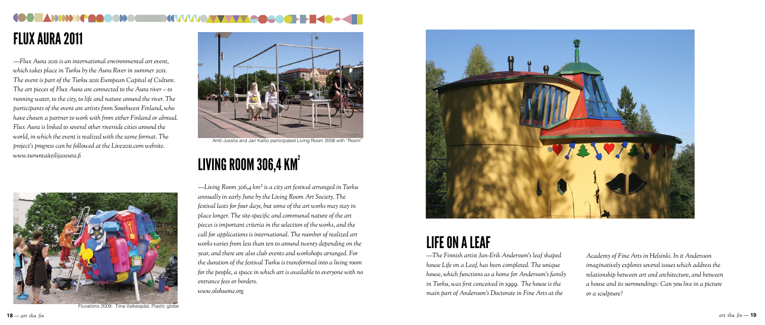# FLUX AURA 2011

*—Flux Aura 2011 is an international environmental art event, which takes place in Turku by the Aura River in summer 2011. The event is part of the Turku 2011 European Capital of Culture. The art pieces of Flux Aura are connected to the Aura river – to running water, to the city, to life and nature around the river. The participants of the event are artists from Southwest Finland, who have chosen a partner to work with from either Finland or abroad. Flux Aura is linked to several other riverside cities around the world, in which the event is realized with the same format. The project's progress can be followed at the Live2011.com website. www.turuntaiteilijaseura.fi*

Fluxations 2009: Tiina Valkeapää: Plastic globe

Antti Jussila and Jari Kallio participated Living Room 2008 with "Room"

# LIVING ROOM 306,4 KM²

*—Living Room 306,4 km² is a city art festival arranged in Turku annually in early June by the Living Room Art Society. The festival lasts for four days, but some of the art works may stay in place longer. The site-specific and communal nature of the art pieces is important criteria in the selection of the works, and the call for applications is international. The number of realized art works varies from less than ten to around twenty depending on the year, and there are also club events and workshops arranged. For the duration of the festival Turku is transformed into a living room for the people, a space in which art is available to everyone with no entrance fees or borders. www.olohuone.org*

# LIFE ON A LEAF

*—The Finnish artist Jan-Erik Andersson's leaf shaped house Life on a Leaf, has been completed. The unique house, which functions as a home for Andersson's family in Turku, was first conceived in 1999. The house is the main part of Andersson's Doctorate in Fine Arts at the Academy of Fine Arts in Helsinki. In it Andersson imaginatively explores several issues which address the relationship between art and architecture, and between a house and its surroundings: Can you live in a picture or a sculpture?*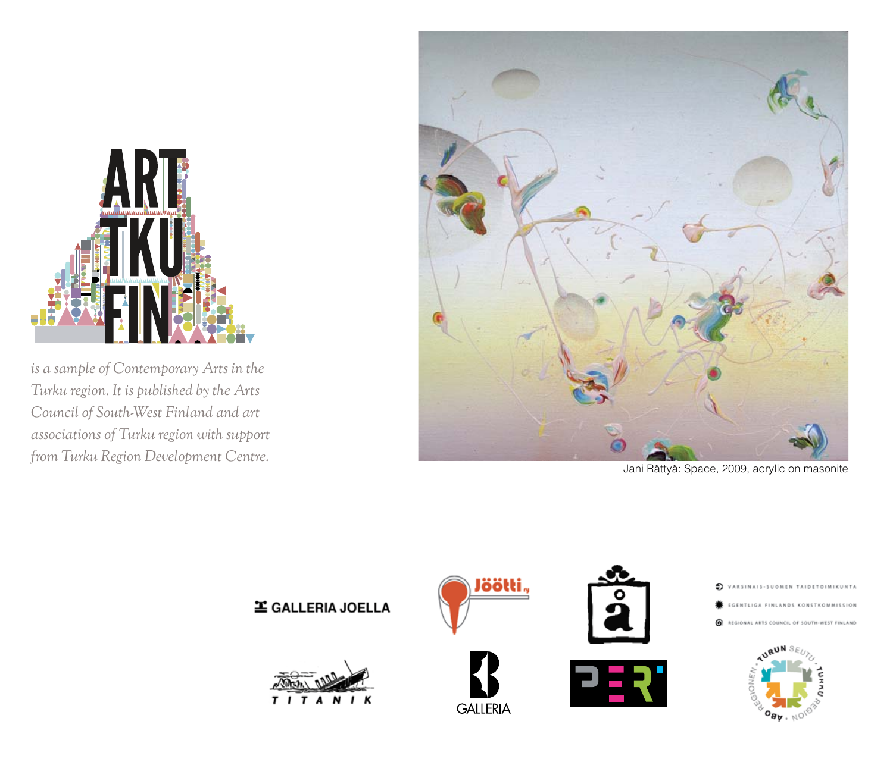ART TKU FIN

*is a sample of Contemporary Arts in the Turku region. It is published by the Arts Council of South-West Finland and art associations of Turku region with support from Turku Region Development Centre.*

Jani Rättyä: Space, 2009, acrylic on masonite

GALLERIA JOELLA

Jöötti ry

TITANIK

GALLERIA

VARSINAIS-SUOMEN TAIDETOIMIKUNTA

EGENTLIGA FINLANDS KONSTKOMMISSION

REGIONAL ARTS COUNCIL OF SOUTH-WEST FINLAND

TURUN SEUTU · TURKU REGION · ÅBO REGIONEN